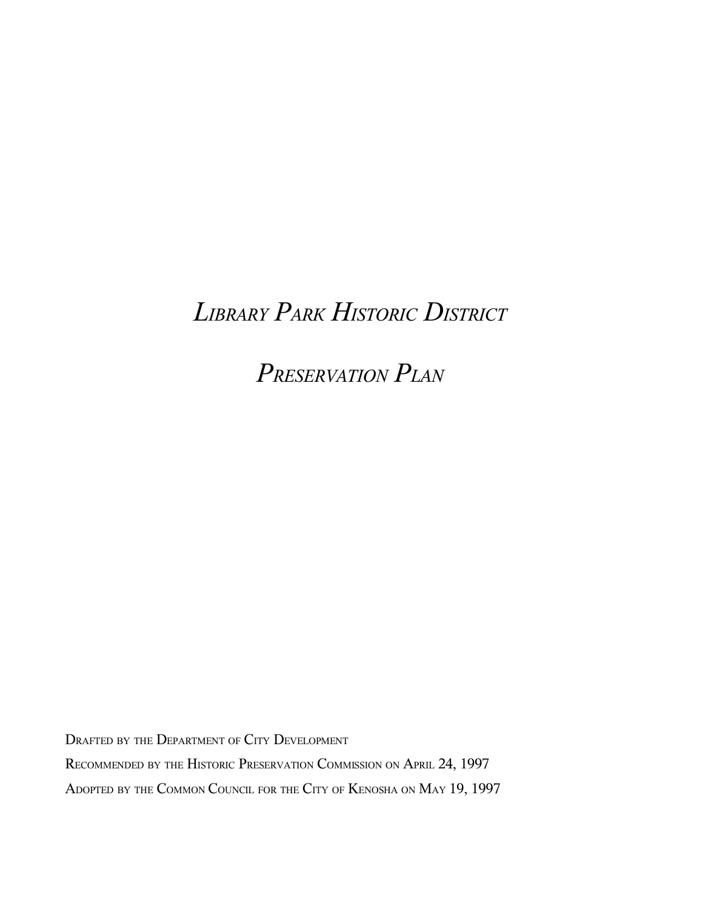# *Library Park Historic District*

# *Preservation Plan*

Drafted by the Department of City Development

Recommended by the Historic Preservation Commission on April 24, 1997

Adopted by the Common Council for the City of Kenosha on May 19, 1997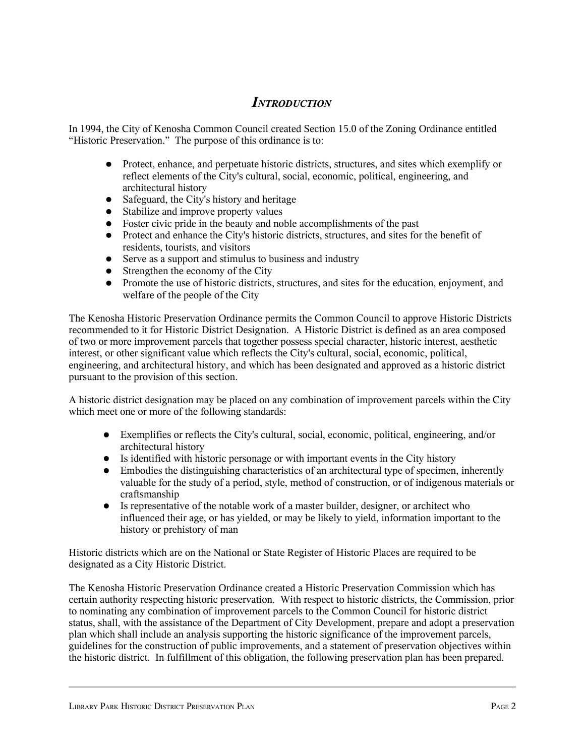## *Introduction*

In 1994, the City of Kenosha Common Council created Section 15.0 of the Zoning Ordinance entitled "Historic Preservation." The purpose of this ordinance is to:

- Protect, enhance, and perpetuate historic districts, structures, and sites which exemplify or reflect elements of the City's cultural, social, economic, political, engineering, and architectural history
- Safeguard, the City's history and heritage
- Stabilize and improve property values
- Foster civic pride in the beauty and noble accomplishments of the past
- Protect and enhance the City's historic districts, structures, and sites for the benefit of residents, tourists, and visitors
- Serve as a support and stimulus to business and industry
- Strengthen the economy of the City
- Promote the use of historic districts, structures, and sites for the education, enjoyment, and welfare of the people of the City

The Kenosha Historic Preservation Ordinance permits the Common Council to approve Historic Districts recommended to it for Historic District Designation. A Historic District is defined as an area composed of two or more improvement parcels that together possess special character, historic interest, aesthetic interest, or other significant value which reflects the City's cultural, social, economic, political, engineering, and architectural history, and which has been designated and approved as a historic district pursuant to the provision of this section.

A historic district designation may be placed on any combination of improvement parcels within the City which meet one or more of the following standards:

- Exemplifies or reflects the City's cultural, social, economic, political, engineering, and/or architectural history
- Is identified with historic personage or with important events in the City history
- Embodies the distinguishing characteristics of an architectural type of specimen, inherently valuable for the study of a period, style, method of construction, or of indigenous materials or craftsmanship
- Is representative of the notable work of a master builder, designer, or architect who influenced their age, or has yielded, or may be likely to yield, information important to the history or prehistory of man

Historic districts which are on the National or State Register of Historic Places are required to be designated as a City Historic District.

The Kenosha Historic Preservation Ordinance created a Historic Preservation Commission which has certain authority respecting historic preservation. With respect to historic districts, the Commission, prior to nominating any combination of improvement parcels to the Common Council for historic district status, shall, with the assistance of the Department of City Development, prepare and adopt a preservation plan which shall include an analysis supporting the historic significance of the improvement parcels, guidelines for the construction of public improvements, and a statement of preservation objectives within the historic district. In fulfillment of this obligation, the following preservation plan has been prepared.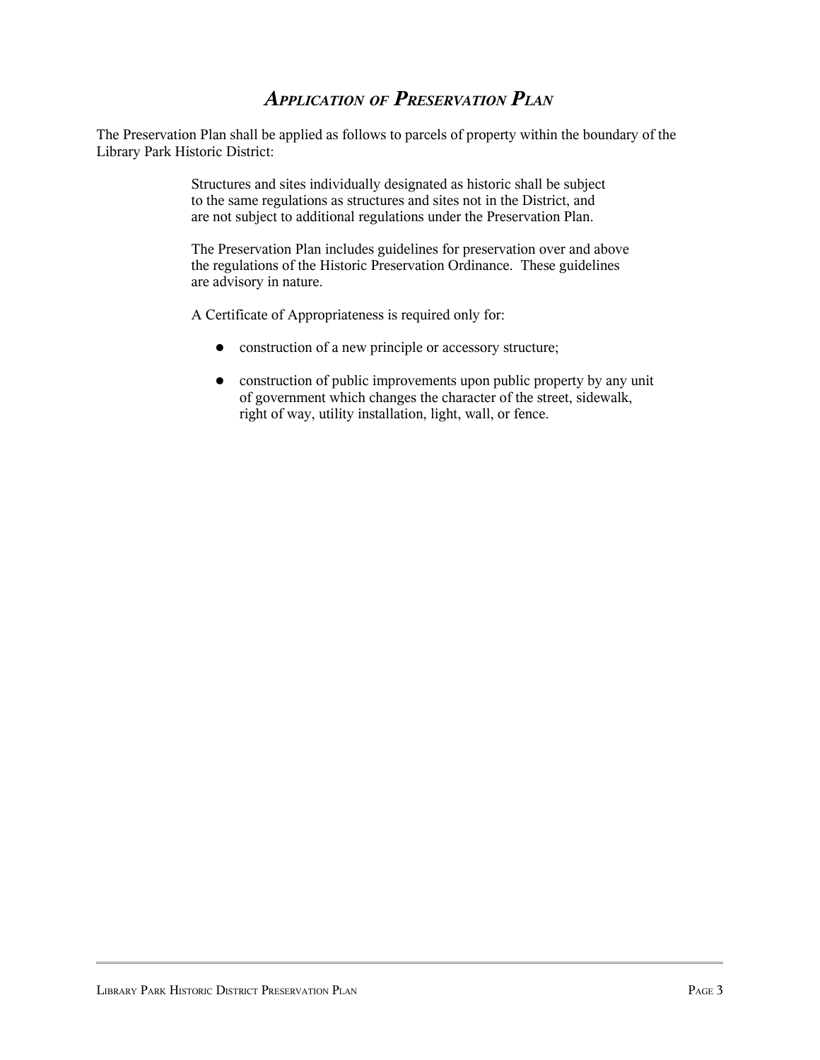## *Application of Preservation Plan*

The Preservation Plan shall be applied as follows to parcels of property within the boundary of the Library Park Historic District:

> Structures and sites individually designated as historic shall be subject to the same regulations as structures and sites not in the District, and are not subject to additional regulations under the Preservation Plan.
>
> The Preservation Plan includes guidelines for preservation over and above the regulations of the Historic Preservation Ordinance. These guidelines are advisory in nature.
>
> A Certificate of Appropriateness is required only for:
>
> - construction of a new principle or accessory structure;
> - construction of public improvements upon public property by any unit of government which changes the character of the street, sidewalk, right of way, utility installation, light, wall, or fence.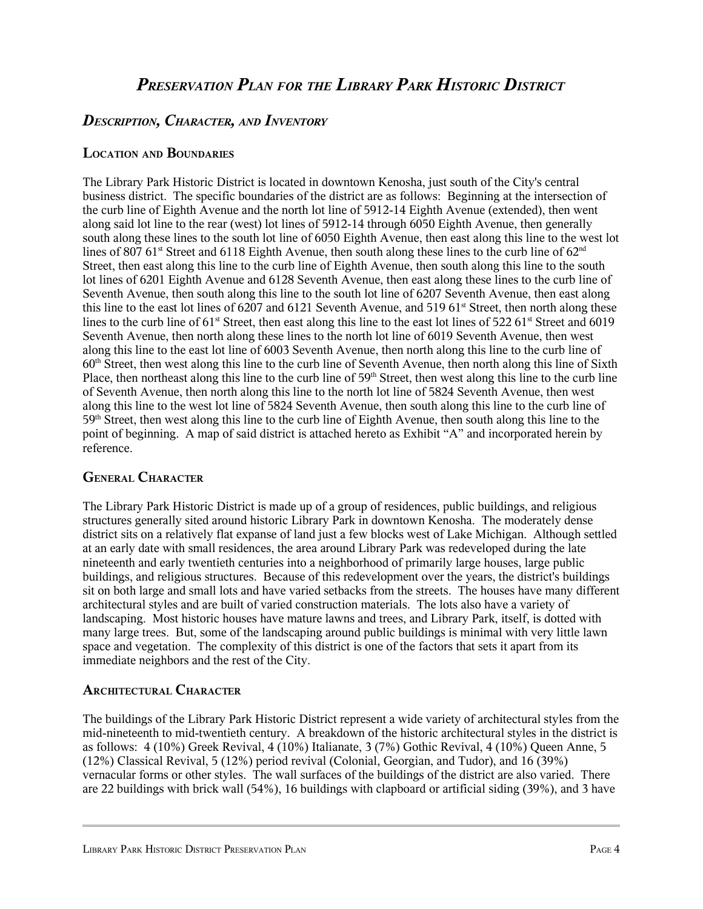# *Preservation Plan for the Library Park Historic District*

## *Description, Character, and Inventory*

### Location and Boundaries

The Library Park Historic District is located in downtown Kenosha, just south of the City's central business district. The specific boundaries of the district are as follows: Beginning at the intersection of the curb line of Eighth Avenue and the north lot line of 5912-14 Eighth Avenue (extended), then went along said lot line to the rear (west) lot lines of 5912-14 through 6050 Eighth Avenue, then generally south along these lines to the south lot line of 6050 Eighth Avenue, then east along this line to the west lot lines of 807 61st Street and 6118 Eighth Avenue, then south along these lines to the curb line of 62nd Street, then east along this line to the curb line of Eighth Avenue, then south along this line to the south lot lines of 6201 Eighth Avenue and 6128 Seventh Avenue, then east along these lines to the curb line of Seventh Avenue, then south along this line to the south lot line of 6207 Seventh Avenue, then east along this line to the east lot lines of 6207 and 6121 Seventh Avenue, and 519 61st Street, then north along these lines to the curb line of 61st Street, then east along this line to the east lot lines of 522 61st Street and 6019 Seventh Avenue, then north along these lines to the north lot line of 6019 Seventh Avenue, then west along this line to the east lot line of 6003 Seventh Avenue, then north along this line to the curb line of 60th Street, then west along this line to the curb line of Seventh Avenue, then north along this line of Sixth Place, then northeast along this line to the curb line of 59th Street, then west along this line to the curb line of Seventh Avenue, then north along this line to the north lot line of 5824 Seventh Avenue, then west along this line to the west lot line of 5824 Seventh Avenue, then south along this line to the curb line of 59th Street, then west along this line to the curb line of Eighth Avenue, then south along this line to the point of beginning. A map of said district is attached hereto as Exhibit "A" and incorporated herein by reference.

### General Character

The Library Park Historic District is made up of a group of residences, public buildings, and religious structures generally sited around historic Library Park in downtown Kenosha. The moderately dense district sits on a relatively flat expanse of land just a few blocks west of Lake Michigan. Although settled at an early date with small residences, the area around Library Park was redeveloped during the late nineteenth and early twentieth centuries into a neighborhood of primarily large houses, large public buildings, and religious structures. Because of this redevelopment over the years, the district's buildings sit on both large and small lots and have varied setbacks from the streets. The houses have many different architectural styles and are built of varied construction materials. The lots also have a variety of landscaping. Most historic houses have mature lawns and trees, and Library Park, itself, is dotted with many large trees. But, some of the landscaping around public buildings is minimal with very little lawn space and vegetation. The complexity of this district is one of the factors that sets it apart from its immediate neighbors and the rest of the City.

### Architectural Character

The buildings of the Library Park Historic District represent a wide variety of architectural styles from the mid-nineteenth to mid-twentieth century. A breakdown of the historic architectural styles in the district is as follows: 4 (10%) Greek Revival, 4 (10%) Italianate, 3 (7%) Gothic Revival, 4 (10%) Queen Anne, 5 (12%) Classical Revival, 5 (12%) period revival (Colonial, Georgian, and Tudor), and 16 (39%) vernacular forms or other styles. The wall surfaces of the buildings of the district are also varied. There are 22 buildings with brick wall (54%), 16 buildings with clapboard or artificial siding (39%), and 3 have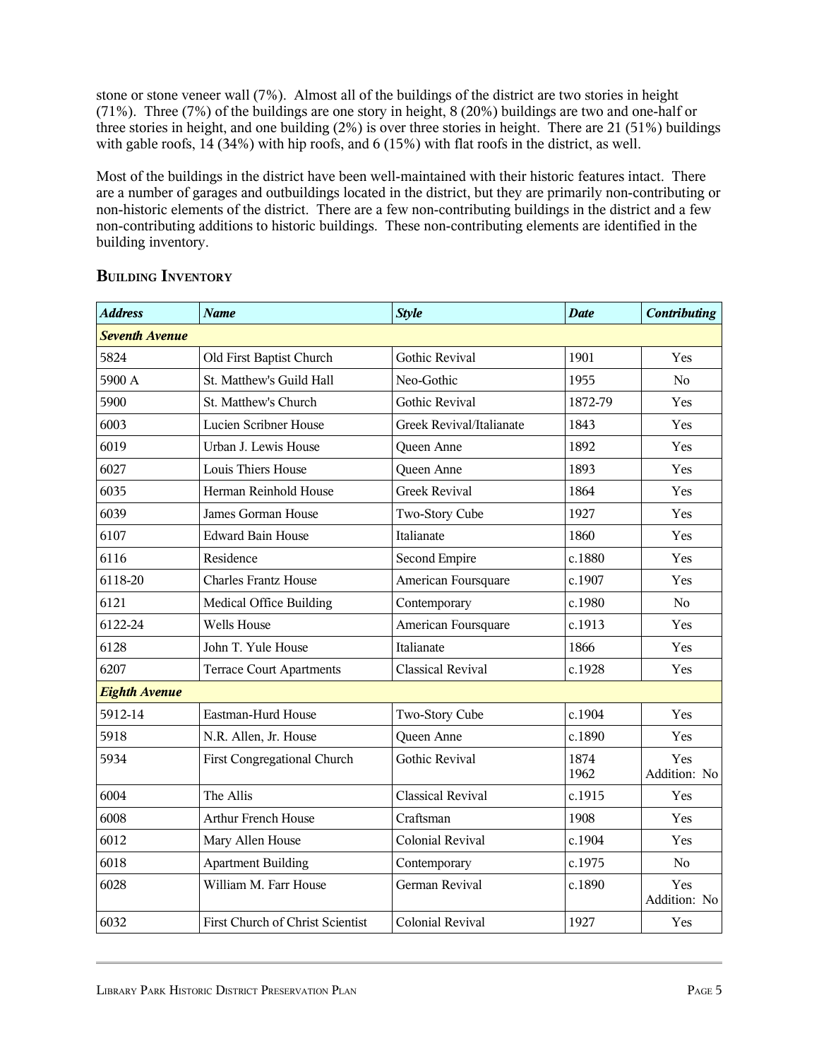stone or stone veneer wall (7%). Almost all of the buildings of the district are two stories in height (71%). Three (7%) of the buildings are one story in height, 8 (20%) buildings are two and one-half or three stories in height, and one building (2%) is over three stories in height. There are 21 (51%) buildings with gable roofs, 14 (34%) with hip roofs, and 6 (15%) with flat roofs in the district, as well.

Most of the buildings in the district have been well-maintained with their historic features intact. There are a number of garages and outbuildings located in the district, but they are primarily non-contributing or non-historic elements of the district. There are a few non-contributing buildings in the district and a few non-contributing additions to historic buildings. These non-contributing elements are identified in the building inventory.

## Building Inventory

| *Address* | *Name* | *Style* | *Date* | *Contributing* |
|---|---|---|---|---|
| ***Seventh Avenue*** | | | | |
| 5824 | Old First Baptist Church | Gothic Revival | 1901 | Yes |
| 5900 A | St. Matthew's Guild Hall | Neo-Gothic | 1955 | No |
| 5900 | St. Matthew's Church | Gothic Revival | 1872-79 | Yes |
| 6003 | Lucien Scribner House | Greek Revival/Italianate | 1843 | Yes |
| 6019 | Urban J. Lewis House | Queen Anne | 1892 | Yes |
| 6027 | Louis Thiers House | Queen Anne | 1893 | Yes |
| 6035 | Herman Reinhold House | Greek Revival | 1864 | Yes |
| 6039 | James Gorman House | Two-Story Cube | 1927 | Yes |
| 6107 | Edward Bain House | Italianate | 1860 | Yes |
| 6116 | Residence | Second Empire | c.1880 | Yes |
| 6118-20 | Charles Frantz House | American Foursquare | c.1907 | Yes |
| 6121 | Medical Office Building | Contemporary | c.1980 | No |
| 6122-24 | Wells House | American Foursquare | c.1913 | Yes |
| 6128 | John T. Yule House | Italianate | 1866 | Yes |
| 6207 | Terrace Court Apartments | Classical Revival | c.1928 | Yes |
| ***Eighth Avenue*** | | | | |
| 5912-14 | Eastman-Hurd House | Two-Story Cube | c.1904 | Yes |
| 5918 | N.R. Allen, Jr. House | Queen Anne | c.1890 | Yes |
| 5934 | First Congregational Church | Gothic Revival | 1874<br>1962 | Yes<br>Addition: No |
| 6004 | The Allis | Classical Revival | c.1915 | Yes |
| 6008 | Arthur French House | Craftsman | 1908 | Yes |
| 6012 | Mary Allen House | Colonial Revival | c.1904 | Yes |
| 6018 | Apartment Building | Contemporary | c.1975 | No |
| 6028 | William M. Farr House | German Revival | c.1890 | Yes<br>Addition: No |
| 6032 | First Church of Christ Scientist | Colonial Revival | 1927 | Yes |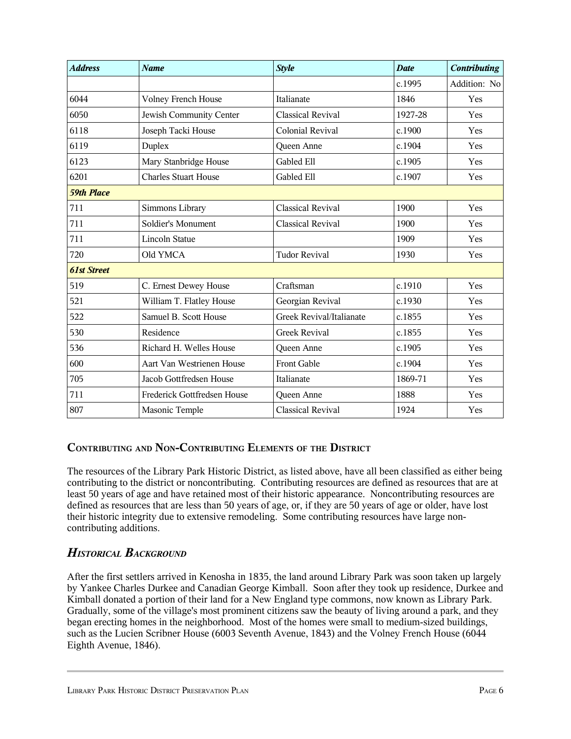| *Address* | *Name* | *Style* | *Date* | *Contributing* |
|---|---|---|---|---|
| | | | c.1995 | Addition: No |
| 6044 | Volney French House | Italianate | 1846 | Yes |
| 6050 | Jewish Community Center | Classical Revival | 1927-28 | Yes |
| 6118 | Joseph Tacki House | Colonial Revival | c.1900 | Yes |
| 6119 | Duplex | Queen Anne | c.1904 | Yes |
| 6123 | Mary Stanbridge House | Gabled Ell | c.1905 | Yes |
| 6201 | Charles Stuart House | Gabled Ell | c.1907 | Yes |
| ***59th Place*** | | | | |
| 711 | Simmons Library | Classical Revival | 1900 | Yes |
| 711 | Soldier's Monument | Classical Revival | 1900 | Yes |
| 711 | Lincoln Statue | | 1909 | Yes |
| 720 | Old YMCA | Tudor Revival | 1930 | Yes |
| ***61st Street*** | | | | |
| 519 | C. Ernest Dewey House | Craftsman | c.1910 | Yes |
| 521 | William T. Flatley House | Georgian Revival | c.1930 | Yes |
| 522 | Samuel B. Scott House | Greek Revival/Italianate | c.1855 | Yes |
| 530 | Residence | Greek Revival | c.1855 | Yes |
| 536 | Richard H. Welles House | Queen Anne | c.1905 | Yes |
| 600 | Aart Van Westrienen House | Front Gable | c.1904 | Yes |
| 705 | Jacob Gottfredsen House | Italianate | 1869-71 | Yes |
| 711 | Frederick Gottfredsen House | Queen Anne | 1888 | Yes |
| 807 | Masonic Temple | Classical Revival | 1924 | Yes |

### Contributing and Non-Contributing Elements of the District

The resources of the Library Park Historic District, as listed above, have all been classified as either being contributing to the district or noncontributing. Contributing resources are defined as resources that are at least 50 years of age and have retained most of their historic appearance. Noncontributing resources are defined as resources that are less than 50 years of age, or, if they are 50 years of age or older, have lost their historic integrity due to extensive remodeling. Some contributing resources have large non-contributing additions.

## *Historical Background*

After the first settlers arrived in Kenosha in 1835, the land around Library Park was soon taken up largely by Yankee Charles Durkee and Canadian George Kimball. Soon after they took up residence, Durkee and Kimball donated a portion of their land for a New England type commons, now known as Library Park. Gradually, some of the village's most prominent citizens saw the beauty of living around a park, and they began erecting homes in the neighborhood. Most of the homes were small to medium-sized buildings, such as the Lucien Scribner House (6003 Seventh Avenue, 1843) and the Volney French House (6044 Eighth Avenue, 1846).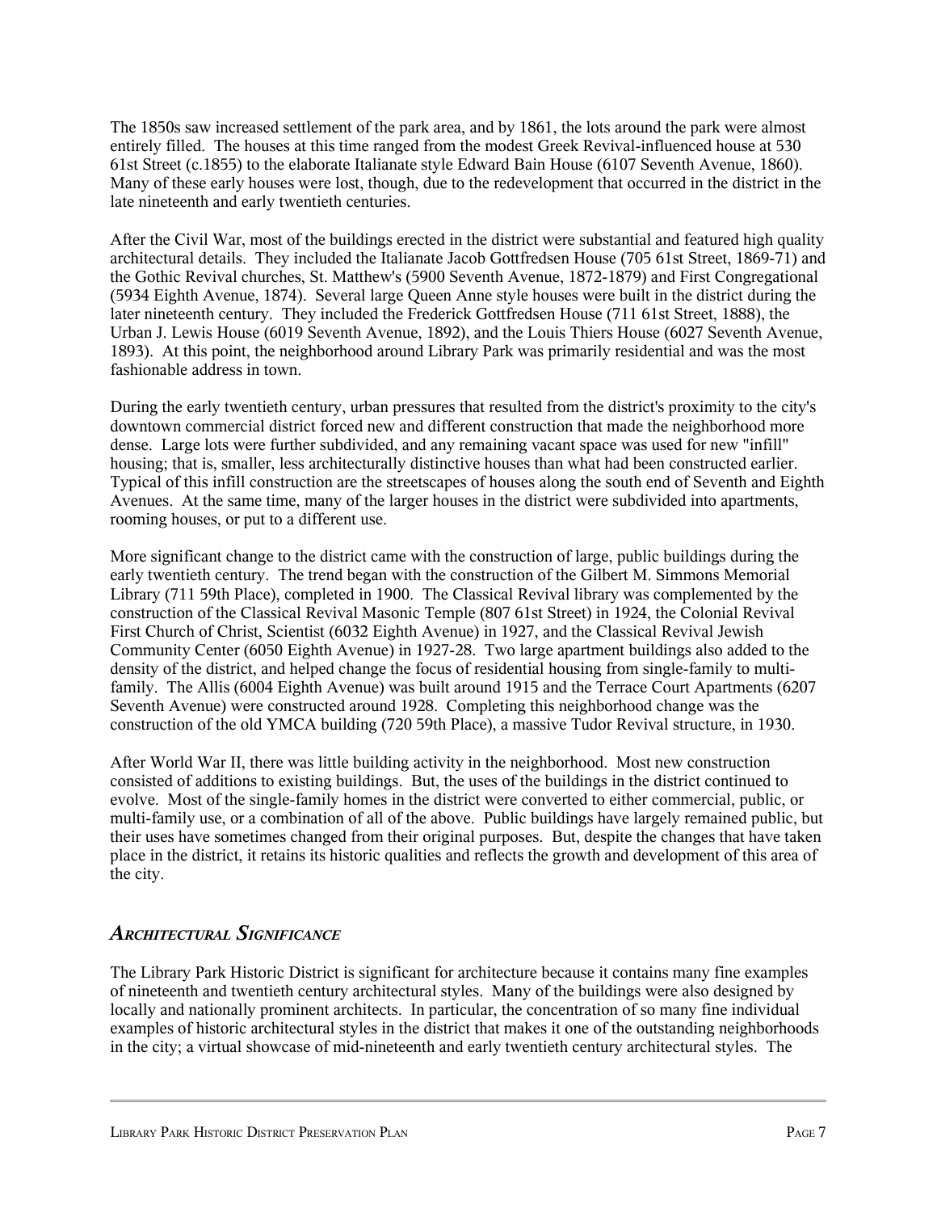The 1850s saw increased settlement of the park area, and by 1861, the lots around the park were almost entirely filled. The houses at this time ranged from the modest Greek Revival-influenced house at 530 61st Street (c.1855) to the elaborate Italianate style Edward Bain House (6107 Seventh Avenue, 1860). Many of these early houses were lost, though, due to the redevelopment that occurred in the district in the late nineteenth and early twentieth centuries.

After the Civil War, most of the buildings erected in the district were substantial and featured high quality architectural details. They included the Italianate Jacob Gottfredsen House (705 61st Street, 1869-71) and the Gothic Revival churches, St. Matthew's (5900 Seventh Avenue, 1872-1879) and First Congregational (5934 Eighth Avenue, 1874). Several large Queen Anne style houses were built in the district during the later nineteenth century. They included the Frederick Gottfredsen House (711 61st Street, 1888), the Urban J. Lewis House (6019 Seventh Avenue, 1892), and the Louis Thiers House (6027 Seventh Avenue, 1893). At this point, the neighborhood around Library Park was primarily residential and was the most fashionable address in town.

During the early twentieth century, urban pressures that resulted from the district's proximity to the city's downtown commercial district forced new and different construction that made the neighborhood more dense. Large lots were further subdivided, and any remaining vacant space was used for new "infill" housing; that is, smaller, less architecturally distinctive houses than what had been constructed earlier. Typical of this infill construction are the streetscapes of houses along the south end of Seventh and Eighth Avenues. At the same time, many of the larger houses in the district were subdivided into apartments, rooming houses, or put to a different use.

More significant change to the district came with the construction of large, public buildings during the early twentieth century. The trend began with the construction of the Gilbert M. Simmons Memorial Library (711 59th Place), completed in 1900. The Classical Revival library was complemented by the construction of the Classical Revival Masonic Temple (807 61st Street) in 1924, the Colonial Revival First Church of Christ, Scientist (6032 Eighth Avenue) in 1927, and the Classical Revival Jewish Community Center (6050 Eighth Avenue) in 1927-28. Two large apartment buildings also added to the density of the district, and helped change the focus of residential housing from single-family to multi-family. The Allis (6004 Eighth Avenue) was built around 1915 and the Terrace Court Apartments (6207 Seventh Avenue) were constructed around 1928. Completing this neighborhood change was the construction of the old YMCA building (720 59th Place), a massive Tudor Revival structure, in 1930.

After World War II, there was little building activity in the neighborhood. Most new construction consisted of additions to existing buildings. But, the uses of the buildings in the district continued to evolve. Most of the single-family homes in the district were converted to either commercial, public, or multi-family use, or a combination of all of the above. Public buildings have largely remained public, but their uses have sometimes changed from their original purposes. But, despite the changes that have taken place in the district, it retains its historic qualities and reflects the growth and development of this area of the city.

### *Architectural Significance*

The Library Park Historic District is significant for architecture because it contains many fine examples of nineteenth and twentieth century architectural styles. Many of the buildings were also designed by locally and nationally prominent architects. In particular, the concentration of so many fine individual examples of historic architectural styles in the district that makes it one of the outstanding neighborhoods in the city; a virtual showcase of mid-nineteenth and early twentieth century architectural styles. The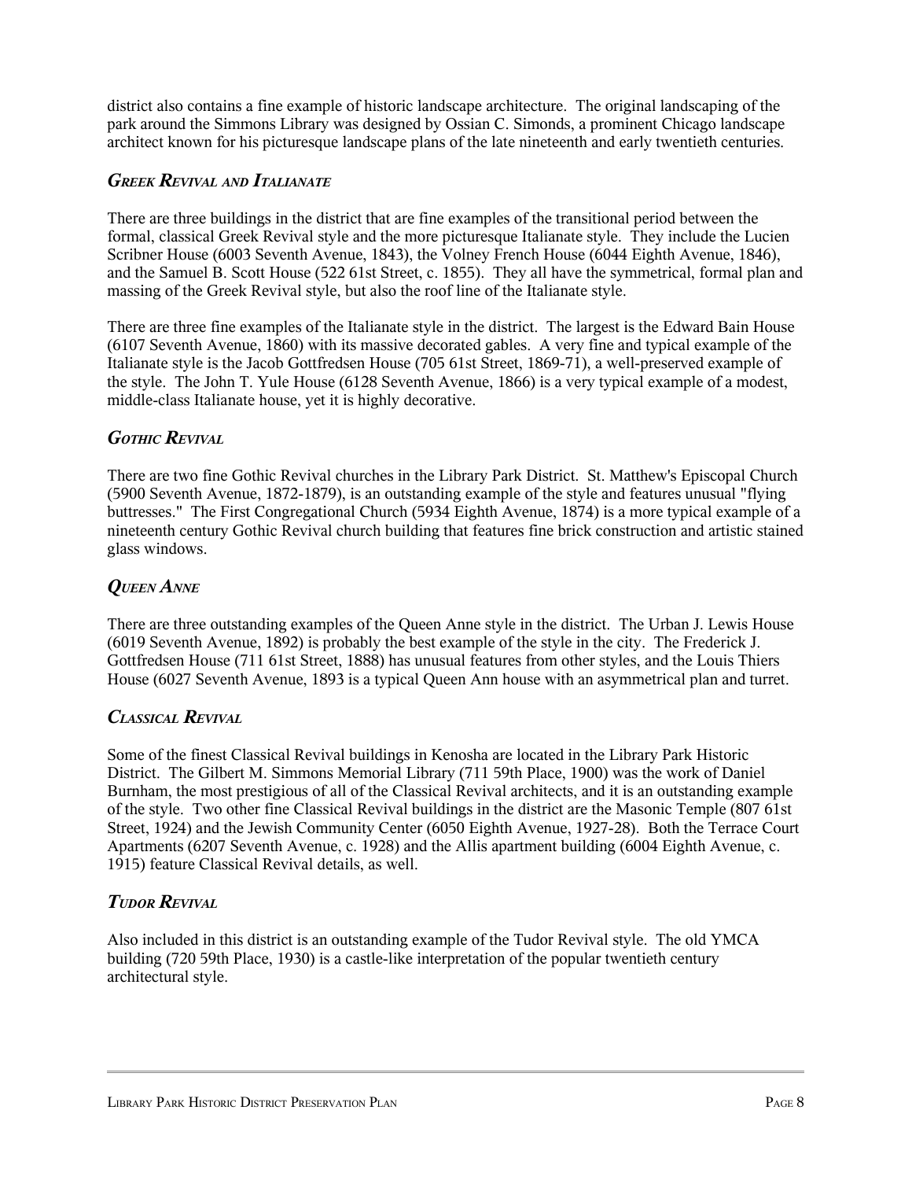district also contains a fine example of historic landscape architecture. The original landscaping of the park around the Simmons Library was designed by Ossian C. Simonds, a prominent Chicago landscape architect known for his picturesque landscape plans of the late nineteenth and early twentieth centuries.

### *Greek Revival and Italianate*

There are three buildings in the district that are fine examples of the transitional period between the formal, classical Greek Revival style and the more picturesque Italianate style. They include the Lucien Scribner House (6003 Seventh Avenue, 1843), the Volney French House (6044 Eighth Avenue, 1846), and the Samuel B. Scott House (522 61st Street, c. 1855). They all have the symmetrical, formal plan and massing of the Greek Revival style, but also the roof line of the Italianate style.

There are three fine examples of the Italianate style in the district. The largest is the Edward Bain House (6107 Seventh Avenue, 1860) with its massive decorated gables. A very fine and typical example of the Italianate style is the Jacob Gottfredsen House (705 61st Street, 1869-71), a well-preserved example of the style. The John T. Yule House (6128 Seventh Avenue, 1866) is a very typical example of a modest, middle-class Italianate house, yet it is highly decorative.

### *Gothic Revival*

There are two fine Gothic Revival churches in the Library Park District. St. Matthew's Episcopal Church (5900 Seventh Avenue, 1872-1879), is an outstanding example of the style and features unusual "flying buttresses." The First Congregational Church (5934 Eighth Avenue, 1874) is a more typical example of a nineteenth century Gothic Revival church building that features fine brick construction and artistic stained glass windows.

### *Queen Anne*

There are three outstanding examples of the Queen Anne style in the district. The Urban J. Lewis House (6019 Seventh Avenue, 1892) is probably the best example of the style in the city. The Frederick J. Gottfredsen House (711 61st Street, 1888) has unusual features from other styles, and the Louis Thiers House (6027 Seventh Avenue, 1893 is a typical Queen Ann house with an asymmetrical plan and turret.

### *Classical Revival*

Some of the finest Classical Revival buildings in Kenosha are located in the Library Park Historic District. The Gilbert M. Simmons Memorial Library (711 59th Place, 1900) was the work of Daniel Burnham, the most prestigious of all of the Classical Revival architects, and it is an outstanding example of the style. Two other fine Classical Revival buildings in the district are the Masonic Temple (807 61st Street, 1924) and the Jewish Community Center (6050 Eighth Avenue, 1927-28). Both the Terrace Court Apartments (6207 Seventh Avenue, c. 1928) and the Allis apartment building (6004 Eighth Avenue, c. 1915) feature Classical Revival details, as well.

### *Tudor Revival*

Also included in this district is an outstanding example of the Tudor Revival style. The old YMCA building (720 59th Place, 1930) is a castle-like interpretation of the popular twentieth century architectural style.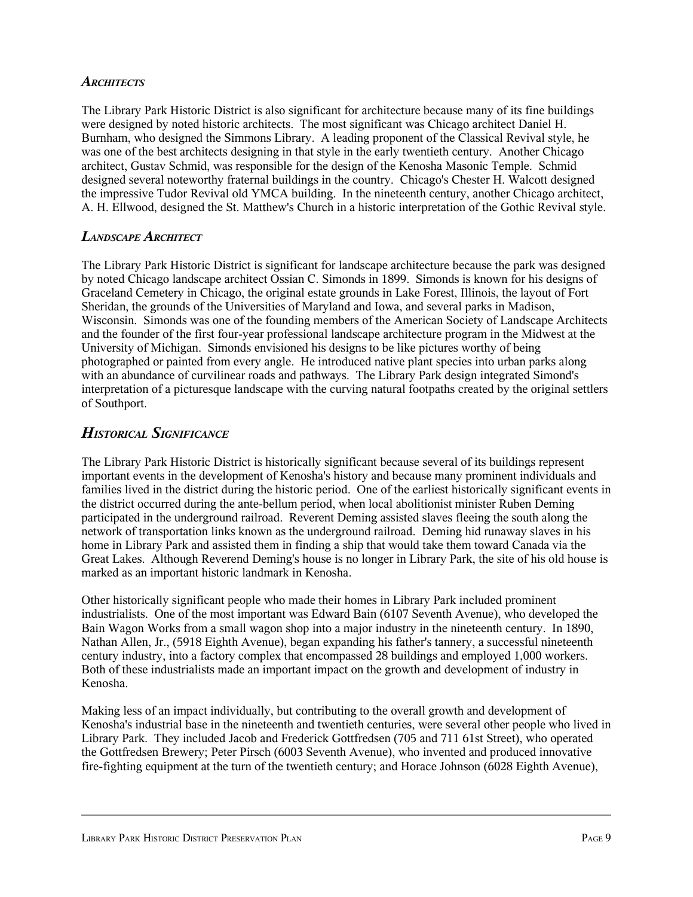### *Architects*

The Library Park Historic District is also significant for architecture because many of its fine buildings were designed by noted historic architects. The most significant was Chicago architect Daniel H. Burnham, who designed the Simmons Library. A leading proponent of the Classical Revival style, he was one of the best architects designing in that style in the early twentieth century. Another Chicago architect, Gustav Schmid, was responsible for the design of the Kenosha Masonic Temple. Schmid designed several noteworthy fraternal buildings in the country. Chicago's Chester H. Walcott designed the impressive Tudor Revival old YMCA building. In the nineteenth century, another Chicago architect, A. H. Ellwood, designed the St. Matthew's Church in a historic interpretation of the Gothic Revival style.

### *Landscape Architect*

The Library Park Historic District is significant for landscape architecture because the park was designed by noted Chicago landscape architect Ossian C. Simonds in 1899. Simonds is known for his designs of Graceland Cemetery in Chicago, the original estate grounds in Lake Forest, Illinois, the layout of Fort Sheridan, the grounds of the Universities of Maryland and Iowa, and several parks in Madison, Wisconsin. Simonds was one of the founding members of the American Society of Landscape Architects and the founder of the first four-year professional landscape architecture program in the Midwest at the University of Michigan. Simonds envisioned his designs to be like pictures worthy of being photographed or painted from every angle. He introduced native plant species into urban parks along with an abundance of curvilinear roads and pathways. The Library Park design integrated Simond's interpretation of a picturesque landscape with the curving natural footpaths created by the original settlers of Southport.

## *Historical Significance*

The Library Park Historic District is historically significant because several of its buildings represent important events in the development of Kenosha's history and because many prominent individuals and families lived in the district during the historic period. One of the earliest historically significant events in the district occurred during the ante-bellum period, when local abolitionist minister Ruben Deming participated in the underground railroad. Reverent Deming assisted slaves fleeing the south along the network of transportation links known as the underground railroad. Deming hid runaway slaves in his home in Library Park and assisted them in finding a ship that would take them toward Canada via the Great Lakes. Although Reverend Deming's house is no longer in Library Park, the site of his old house is marked as an important historic landmark in Kenosha.

Other historically significant people who made their homes in Library Park included prominent industrialists. One of the most important was Edward Bain (6107 Seventh Avenue), who developed the Bain Wagon Works from a small wagon shop into a major industry in the nineteenth century. In 1890, Nathan Allen, Jr., (5918 Eighth Avenue), began expanding his father's tannery, a successful nineteenth century industry, into a factory complex that encompassed 28 buildings and employed 1,000 workers. Both of these industrialists made an important impact on the growth and development of industry in Kenosha.

Making less of an impact individually, but contributing to the overall growth and development of Kenosha's industrial base in the nineteenth and twentieth centuries, were several other people who lived in Library Park. They included Jacob and Frederick Gottfredsen (705 and 711 61st Street), who operated the Gottfredsen Brewery; Peter Pirsch (6003 Seventh Avenue), who invented and produced innovative fire-fighting equipment at the turn of the twentieth century; and Horace Johnson (6028 Eighth Avenue),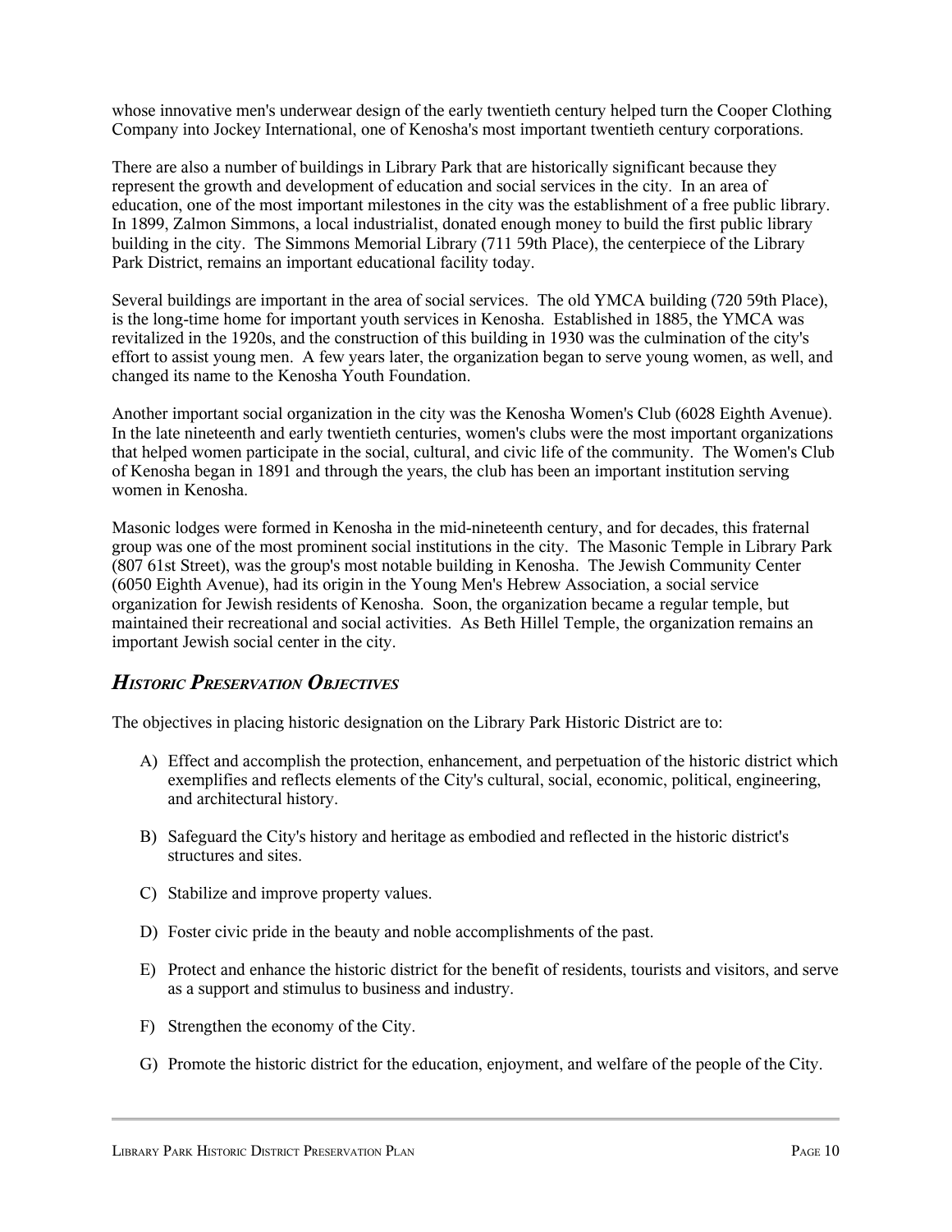whose innovative men's underwear design of the early twentieth century helped turn the Cooper Clothing Company into Jockey International, one of Kenosha's most important twentieth century corporations.

There are also a number of buildings in Library Park that are historically significant because they represent the growth and development of education and social services in the city. In an area of education, one of the most important milestones in the city was the establishment of a free public library. In 1899, Zalmon Simmons, a local industrialist, donated enough money to build the first public library building in the city. The Simmons Memorial Library (711 59th Place), the centerpiece of the Library Park District, remains an important educational facility today.

Several buildings are important in the area of social services. The old YMCA building (720 59th Place), is the long-time home for important youth services in Kenosha. Established in 1885, the YMCA was revitalized in the 1920s, and the construction of this building in 1930 was the culmination of the city's effort to assist young men. A few years later, the organization began to serve young women, as well, and changed its name to the Kenosha Youth Foundation.

Another important social organization in the city was the Kenosha Women's Club (6028 Eighth Avenue). In the late nineteenth and early twentieth centuries, women's clubs were the most important organizations that helped women participate in the social, cultural, and civic life of the community. The Women's Club of Kenosha began in 1891 and through the years, the club has been an important institution serving women in Kenosha.

Masonic lodges were formed in Kenosha in the mid-nineteenth century, and for decades, this fraternal group was one of the most prominent social institutions in the city. The Masonic Temple in Library Park (807 61st Street), was the group's most notable building in Kenosha. The Jewish Community Center (6050 Eighth Avenue), had its origin in the Young Men's Hebrew Association, a social service organization for Jewish residents of Kenosha. Soon, the organization became a regular temple, but maintained their recreational and social activities. As Beth Hillel Temple, the organization remains an important Jewish social center in the city.

## *Historic Preservation Objectives*

The objectives in placing historic designation on the Library Park Historic District are to:

A) Effect and accomplish the protection, enhancement, and perpetuation of the historic district which exemplifies and reflects elements of the City's cultural, social, economic, political, engineering, and architectural history.

B) Safeguard the City's history and heritage as embodied and reflected in the historic district's structures and sites.

C) Stabilize and improve property values.

D) Foster civic pride in the beauty and noble accomplishments of the past.

E) Protect and enhance the historic district for the benefit of residents, tourists and visitors, and serve as a support and stimulus to business and industry.

F) Strengthen the economy of the City.

G) Promote the historic district for the education, enjoyment, and welfare of the people of the City.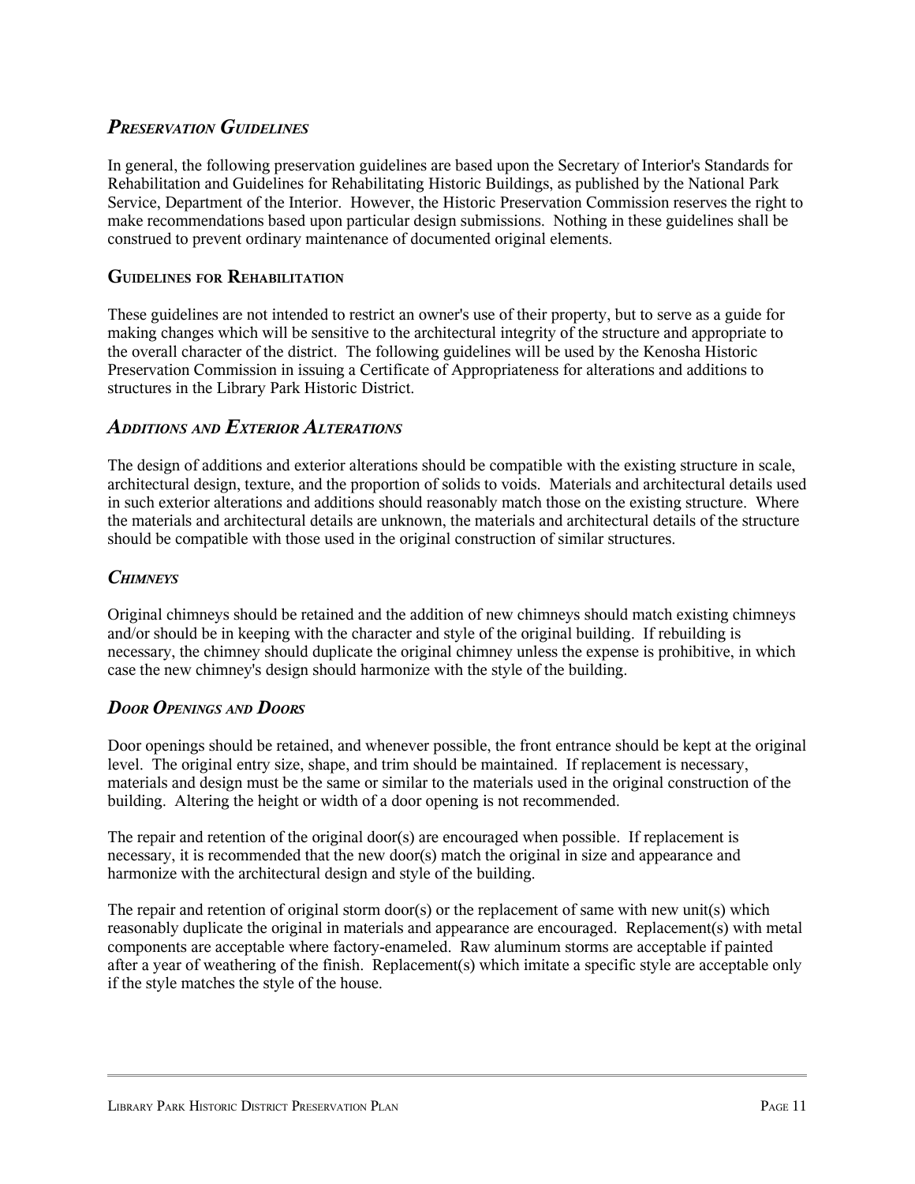## *Preservation Guidelines*

In general, the following preservation guidelines are based upon the Secretary of Interior's Standards for Rehabilitation and Guidelines for Rehabilitating Historic Buildings, as published by the National Park Service, Department of the Interior. However, the Historic Preservation Commission reserves the right to make recommendations based upon particular design submissions. Nothing in these guidelines shall be construed to prevent ordinary maintenance of documented original elements.

### Guidelines for Rehabilitation

These guidelines are not intended to restrict an owner's use of their property, but to serve as a guide for making changes which will be sensitive to the architectural integrity of the structure and appropriate to the overall character of the district. The following guidelines will be used by the Kenosha Historic Preservation Commission in issuing a Certificate of Appropriateness for alterations and additions to structures in the Library Park Historic District.

## *Additions and Exterior Alterations*

The design of additions and exterior alterations should be compatible with the existing structure in scale, architectural design, texture, and the proportion of solids to voids. Materials and architectural details used in such exterior alterations and additions should reasonably match those on the existing structure. Where the materials and architectural details are unknown, the materials and architectural details of the structure should be compatible with those used in the original construction of similar structures.

## *Chimneys*

Original chimneys should be retained and the addition of new chimneys should match existing chimneys and/or should be in keeping with the character and style of the original building. If rebuilding is necessary, the chimney should duplicate the original chimney unless the expense is prohibitive, in which case the new chimney's design should harmonize with the style of the building.

## *Door Openings and Doors*

Door openings should be retained, and whenever possible, the front entrance should be kept at the original level. The original entry size, shape, and trim should be maintained. If replacement is necessary, materials and design must be the same or similar to the materials used in the original construction of the building. Altering the height or width of a door opening is not recommended.

The repair and retention of the original door(s) are encouraged when possible. If replacement is necessary, it is recommended that the new door(s) match the original in size and appearance and harmonize with the architectural design and style of the building.

The repair and retention of original storm door(s) or the replacement of same with new unit(s) which reasonably duplicate the original in materials and appearance are encouraged. Replacement(s) with metal components are acceptable where factory-enameled. Raw aluminum storms are acceptable if painted after a year of weathering of the finish. Replacement(s) which imitate a specific style are acceptable only if the style matches the style of the house.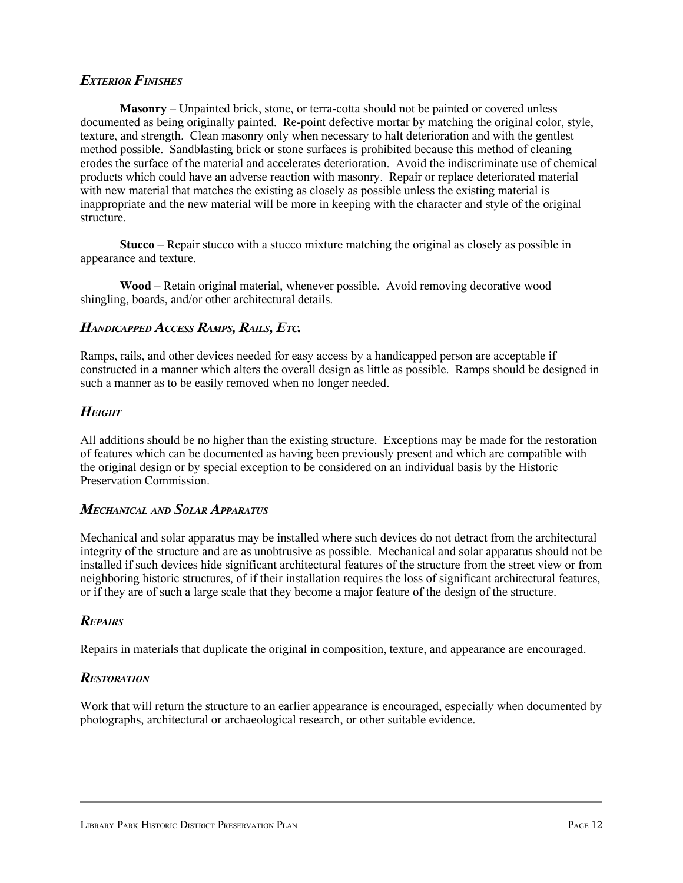### *Exterior Finishes*

**Masonry** – Unpainted brick, stone, or terra-cotta should not be painted or covered unless documented as being originally painted. Re-point defective mortar by matching the original color, style, texture, and strength. Clean masonry only when necessary to halt deterioration and with the gentlest method possible. Sandblasting brick or stone surfaces is prohibited because this method of cleaning erodes the surface of the material and accelerates deterioration. Avoid the indiscriminate use of chemical products which could have an adverse reaction with masonry. Repair or replace deteriorated material with new material that matches the existing as closely as possible unless the existing material is inappropriate and the new material will be more in keeping with the character and style of the original structure.

**Stucco** – Repair stucco with a stucco mixture matching the original as closely as possible in appearance and texture.

**Wood** – Retain original material, whenever possible. Avoid removing decorative wood shingling, boards, and/or other architectural details.

### *Handicapped Access Ramps, Rails, Etc.*

Ramps, rails, and other devices needed for easy access by a handicapped person are acceptable if constructed in a manner which alters the overall design as little as possible. Ramps should be designed in such a manner as to be easily removed when no longer needed.

### *Height*

All additions should be no higher than the existing structure. Exceptions may be made for the restoration of features which can be documented as having been previously present and which are compatible with the original design or by special exception to be considered on an individual basis by the Historic Preservation Commission.

### *Mechanical and Solar Apparatus*

Mechanical and solar apparatus may be installed where such devices do not detract from the architectural integrity of the structure and are as unobtrusive as possible. Mechanical and solar apparatus should not be installed if such devices hide significant architectural features of the structure from the street view or from neighboring historic structures, of if their installation requires the loss of significant architectural features, or if they are of such a large scale that they become a major feature of the design of the structure.

### *Repairs*

Repairs in materials that duplicate the original in composition, texture, and appearance are encouraged.

### *Restoration*

Work that will return the structure to an earlier appearance is encouraged, especially when documented by photographs, architectural or archaeological research, or other suitable evidence.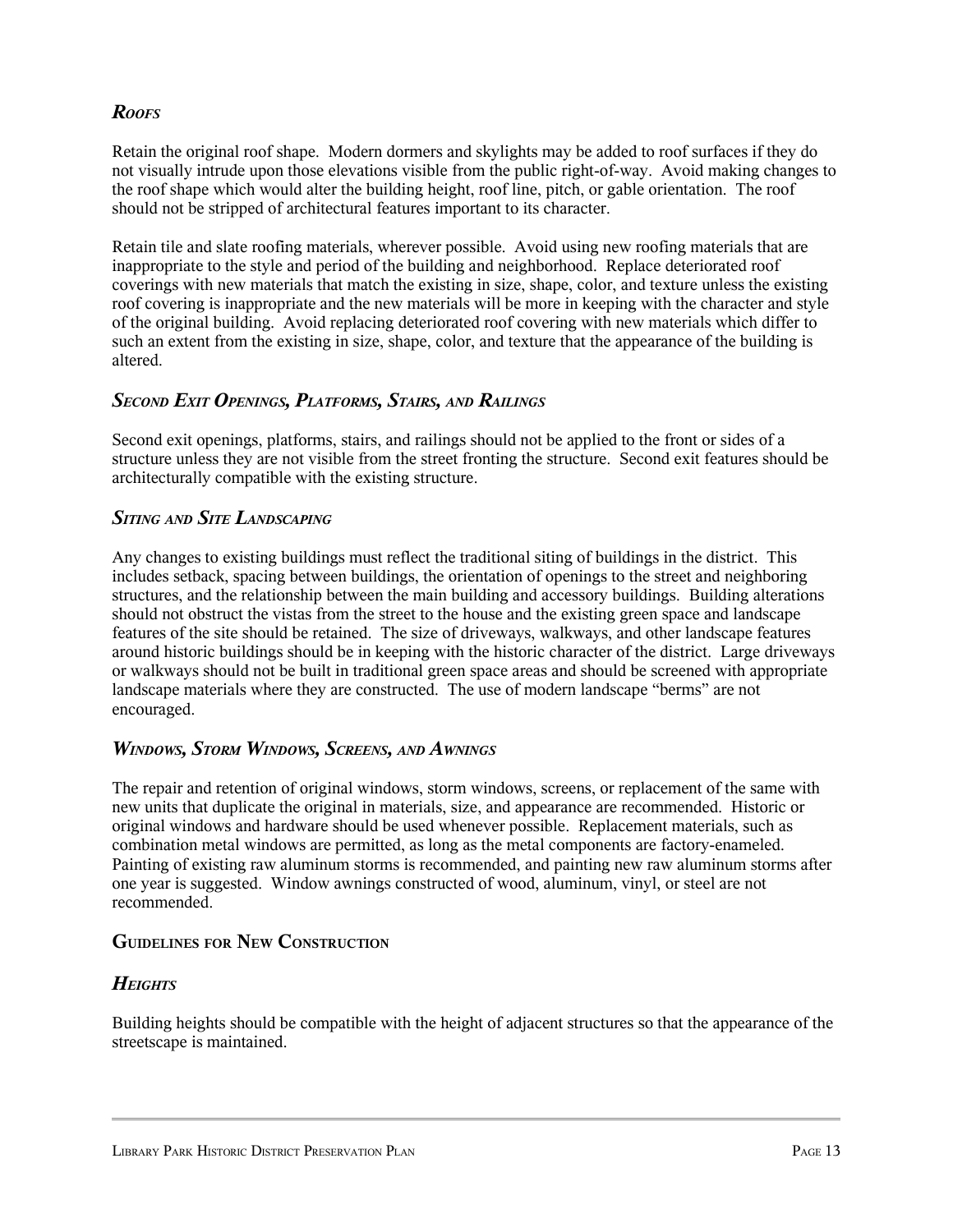### *Roofs*

Retain the original roof shape. Modern dormers and skylights may be added to roof surfaces if they do not visually intrude upon those elevations visible from the public right-of-way. Avoid making changes to the roof shape which would alter the building height, roof line, pitch, or gable orientation. The roof should not be stripped of architectural features important to its character.

Retain tile and slate roofing materials, wherever possible. Avoid using new roofing materials that are inappropriate to the style and period of the building and neighborhood. Replace deteriorated roof coverings with new materials that match the existing in size, shape, color, and texture unless the existing roof covering is inappropriate and the new materials will be more in keeping with the character and style of the original building. Avoid replacing deteriorated roof covering with new materials which differ to such an extent from the existing in size, shape, color, and texture that the appearance of the building is altered.

### *Second Exit Openings, Platforms, Stairs, and Railings*

Second exit openings, platforms, stairs, and railings should not be applied to the front or sides of a structure unless they are not visible from the street fronting the structure. Second exit features should be architecturally compatible with the existing structure.

### *Siting and Site Landscaping*

Any changes to existing buildings must reflect the traditional siting of buildings in the district. This includes setback, spacing between buildings, the orientation of openings to the street and neighboring structures, and the relationship between the main building and accessory buildings. Building alterations should not obstruct the vistas from the street to the house and the existing green space and landscape features of the site should be retained. The size of driveways, walkways, and other landscape features around historic buildings should be in keeping with the historic character of the district. Large driveways or walkways should not be built in traditional green space areas and should be screened with appropriate landscape materials where they are constructed. The use of modern landscape "berms" are not encouraged.

### *Windows, Storm Windows, Screens, and Awnings*

The repair and retention of original windows, storm windows, screens, or replacement of the same with new units that duplicate the original in materials, size, and appearance are recommended. Historic or original windows and hardware should be used whenever possible. Replacement materials, such as combination metal windows are permitted, as long as the metal components are factory-enameled. Painting of existing raw aluminum storms is recommended, and painting new raw aluminum storms after one year is suggested. Window awnings constructed of wood, aluminum, vinyl, or steel are not recommended.

## Guidelines for New Construction

### *Heights*

Building heights should be compatible with the height of adjacent structures so that the appearance of the streetscape is maintained.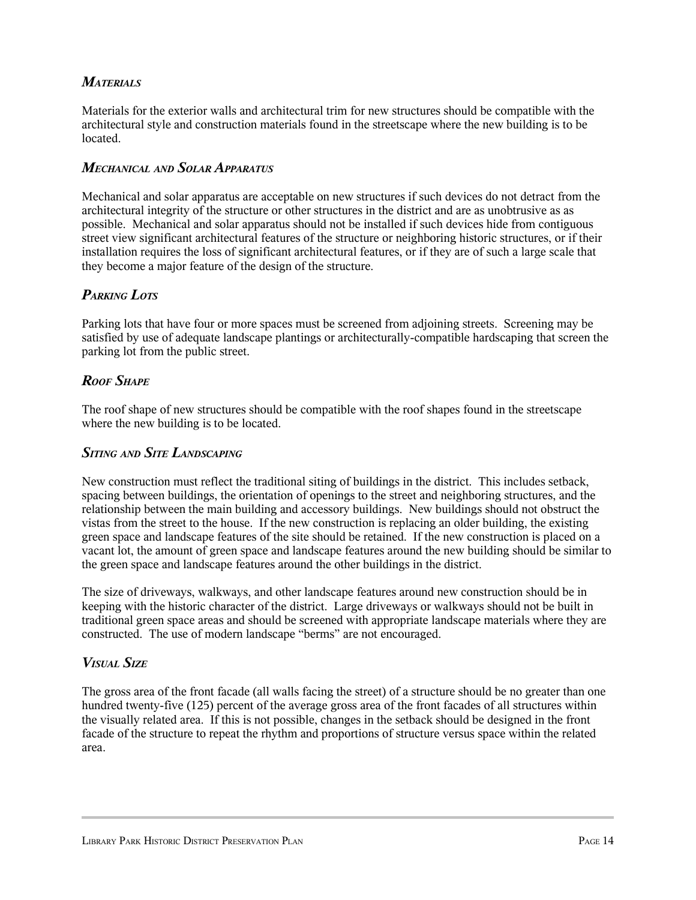### *Materials*

Materials for the exterior walls and architectural trim for new structures should be compatible with the architectural style and construction materials found in the streetscape where the new building is to be located.

### *Mechanical and Solar Apparatus*

Mechanical and solar apparatus are acceptable on new structures if such devices do not detract from the architectural integrity of the structure or other structures in the district and are as unobtrusive as as possible. Mechanical and solar apparatus should not be installed if such devices hide from contiguous street view significant architectural features of the structure or neighboring historic structures, or if their installation requires the loss of significant architectural features, or if they are of such a large scale that they become a major feature of the design of the structure.

### *Parking Lots*

Parking lots that have four or more spaces must be screened from adjoining streets. Screening may be satisfied by use of adequate landscape plantings or architecturally-compatible hardscaping that screen the parking lot from the public street.

### *Roof Shape*

The roof shape of new structures should be compatible with the roof shapes found in the streetscape where the new building is to be located.

### *Siting and Site Landscaping*

New construction must reflect the traditional siting of buildings in the district. This includes setback, spacing between buildings, the orientation of openings to the street and neighboring structures, and the relationship between the main building and accessory buildings. New buildings should not obstruct the vistas from the street to the house. If the new construction is replacing an older building, the existing green space and landscape features of the site should be retained. If the new construction is placed on a vacant lot, the amount of green space and landscape features around the new building should be similar to the green space and landscape features around the other buildings in the district.

The size of driveways, walkways, and other landscape features around new construction should be in keeping with the historic character of the district. Large driveways or walkways should not be built in traditional green space areas and should be screened with appropriate landscape materials where they are constructed. The use of modern landscape "berms" are not encouraged.

### *Visual Size*

The gross area of the front facade (all walls facing the street) of a structure should be no greater than one hundred twenty-five (125) percent of the average gross area of the front facades of all structures within the visually related area. If this is not possible, changes in the setback should be designed in the front facade of the structure to repeat the rhythm and proportions of structure versus space within the related area.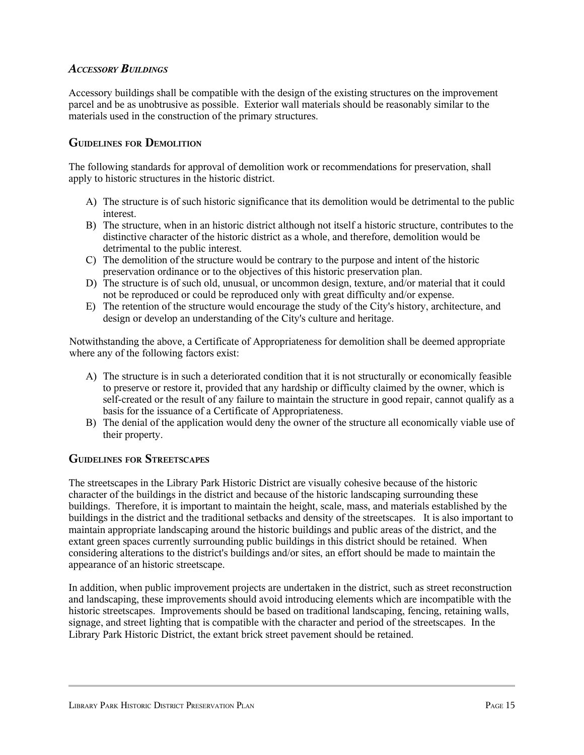### *Accessory Buildings*

Accessory buildings shall be compatible with the design of the existing structures on the improvement parcel and be as unobtrusive as possible. Exterior wall materials should be reasonably similar to the materials used in the construction of the primary structures.

## Guidelines for Demolition

The following standards for approval of demolition work or recommendations for preservation, shall apply to historic structures in the historic district.

A) The structure is of such historic significance that its demolition would be detrimental to the public interest.
B) The structure, when in an historic district although not itself a historic structure, contributes to the distinctive character of the historic district as a whole, and therefore, demolition would be detrimental to the public interest.
C) The demolition of the structure would be contrary to the purpose and intent of the historic preservation ordinance or to the objectives of this historic preservation plan.
D) The structure is of such old, unusual, or uncommon design, texture, and/or material that it could not be reproduced or could be reproduced only with great difficulty and/or expense.
E) The retention of the structure would encourage the study of the City's history, architecture, and design or develop an understanding of the City's culture and heritage.

Notwithstanding the above, a Certificate of Appropriateness for demolition shall be deemed appropriate where any of the following factors exist:

A) The structure is in such a deteriorated condition that it is not structurally or economically feasible to preserve or restore it, provided that any hardship or difficulty claimed by the owner, which is self-created or the result of any failure to maintain the structure in good repair, cannot qualify as a basis for the issuance of a Certificate of Appropriateness.
B) The denial of the application would deny the owner of the structure all economically viable use of their property.

## Guidelines for Streetscapes

The streetscapes in the Library Park Historic District are visually cohesive because of the historic character of the buildings in the district and because of the historic landscaping surrounding these buildings. Therefore, it is important to maintain the height, scale, mass, and materials established by the buildings in the district and the traditional setbacks and density of the streetscapes. It is also important to maintain appropriate landscaping around the historic buildings and public areas of the district, and the extant green spaces currently surrounding public buildings in this district should be retained. When considering alterations to the district's buildings and/or sites, an effort should be made to maintain the appearance of an historic streetscape.

In addition, when public improvement projects are undertaken in the district, such as street reconstruction and landscaping, these improvements should avoid introducing elements which are incompatible with the historic streetscapes. Improvements should be based on traditional landscaping, fencing, retaining walls, signage, and street lighting that is compatible with the character and period of the streetscapes. In the Library Park Historic District, the extant brick street pavement should be retained.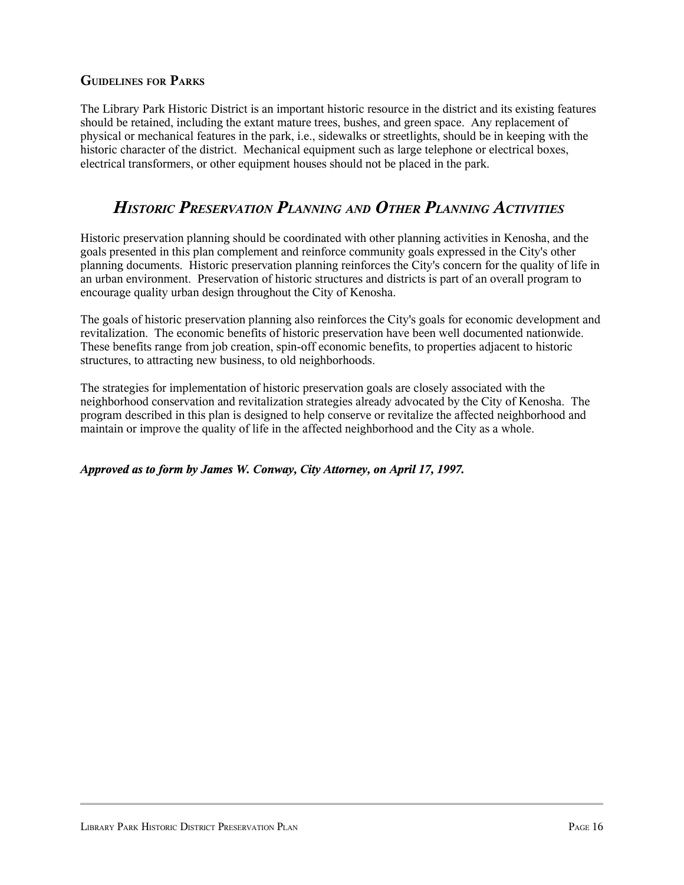### Guidelines for Parks

The Library Park Historic District is an important historic resource in the district and its existing features should be retained, including the extant mature trees, bushes, and green space. Any replacement of physical or mechanical features in the park, i.e., sidewalks or streetlights, should be in keeping with the historic character of the district. Mechanical equipment such as large telephone or electrical boxes, electrical transformers, or other equipment houses should not be placed in the park.

## *Historic Preservation Planning and Other Planning Activities*

Historic preservation planning should be coordinated with other planning activities in Kenosha, and the goals presented in this plan complement and reinforce community goals expressed in the City's other planning documents. Historic preservation planning reinforces the City's concern for the quality of life in an urban environment. Preservation of historic structures and districts is part of an overall program to encourage quality urban design throughout the City of Kenosha.

The goals of historic preservation planning also reinforces the City's goals for economic development and revitalization. The economic benefits of historic preservation have been well documented nationwide. These benefits range from job creation, spin-off economic benefits, to properties adjacent to historic structures, to attracting new business, to old neighborhoods.

The strategies for implementation of historic preservation goals are closely associated with the neighborhood conservation and revitalization strategies already advocated by the City of Kenosha. The program described in this plan is designed to help conserve or revitalize the affected neighborhood and maintain or improve the quality of life in the affected neighborhood and the City as a whole.

***Approved as to form by James W. Conway, City Attorney, on April 17, 1997.***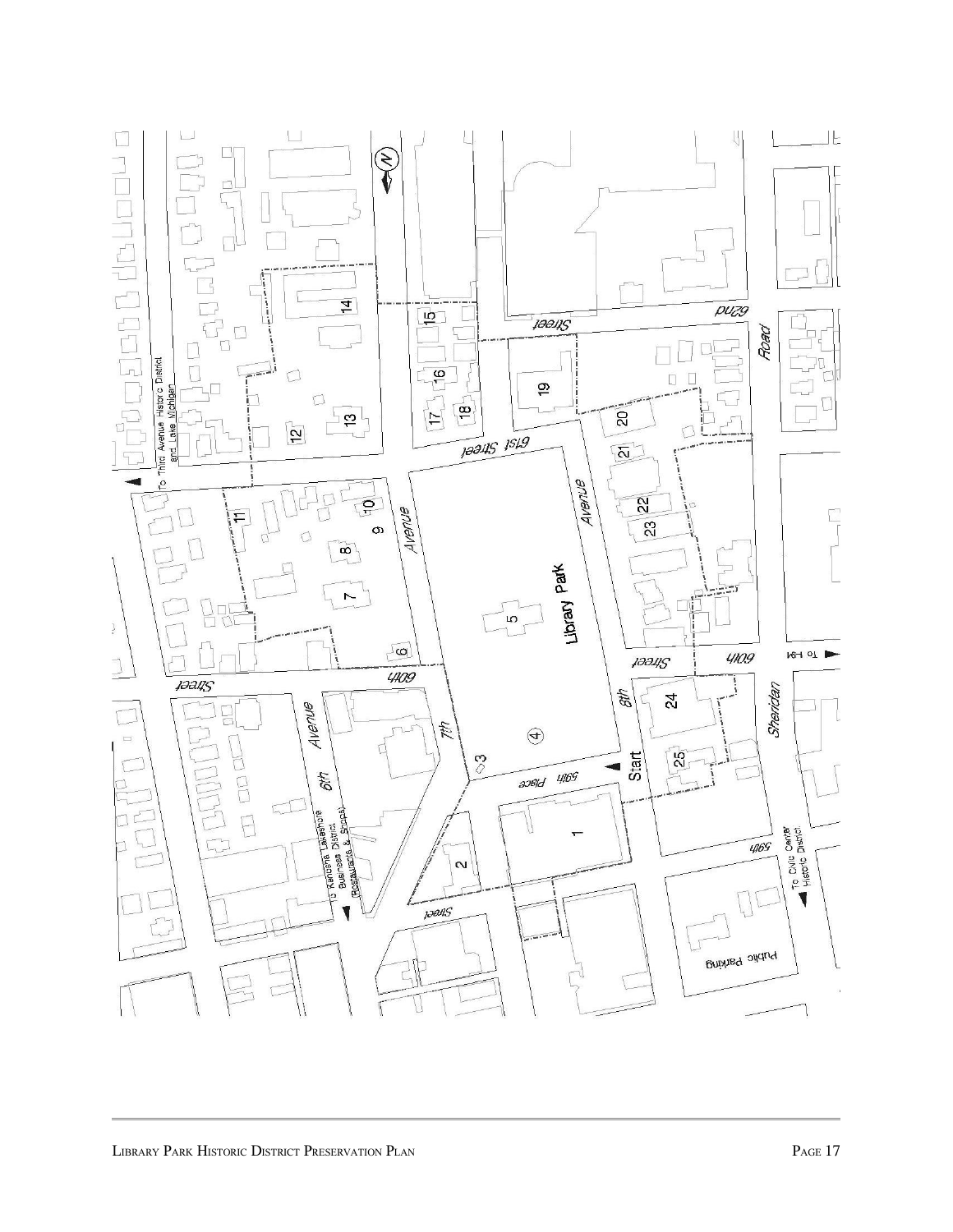To Third Avenue Historic District and Lake Michigan

N

12
13
14
15
16
17
18
19
20
21
22
23

62nd
Road
Street
61st Street
Avenue
Avenue

11
10
9
8
7
6

Library Park
5
4
3

Street
60th
7th
8th
Street
60th
To I-94

24
25
Start
Sheridan

6th
Avenue

1
2
59th Place
Street
59th

To Kenosha Lakeshore Business District (Restaurants & Shops)

To Civic Center Historic District

Public Parking